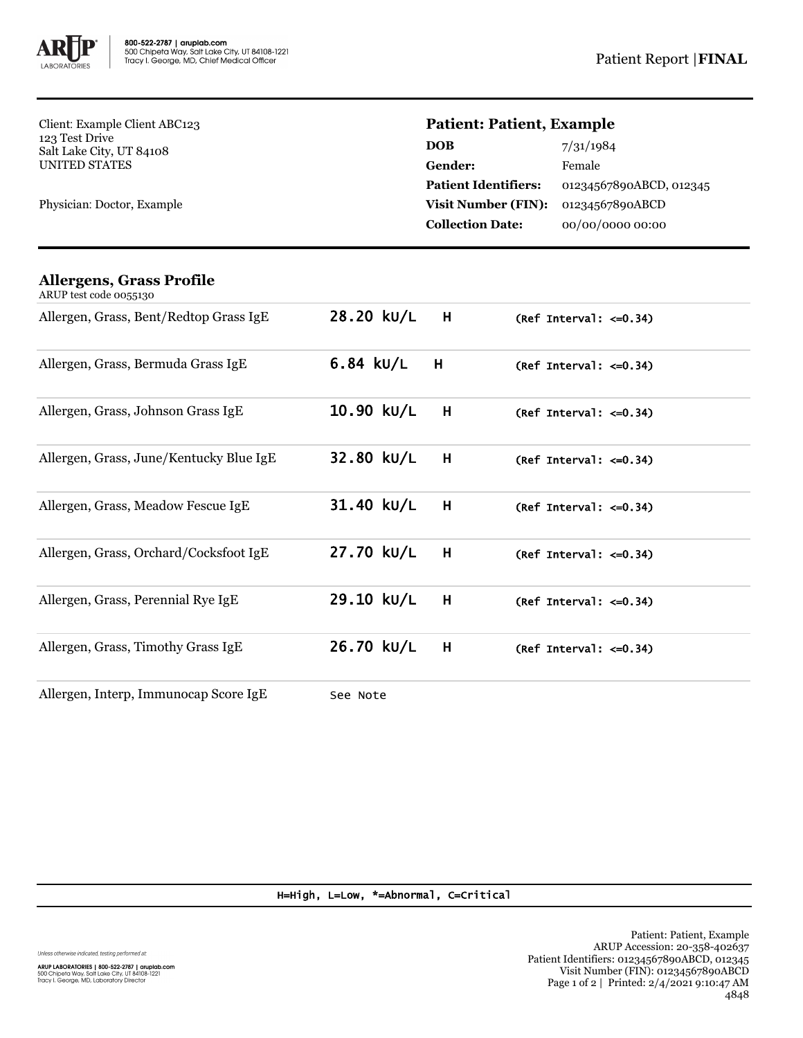800-522-2787 | aruplab.com
500 Chipeta Way, Salt Lake City, UT 84108-1221
Tracy I. George, MD, Chief Medical Officer

Patient Report | **FINAL**

Client: Example Client ABC123
123 Test Drive
Salt Lake City, UT 84108
UNITED STATES

Physician: Doctor, Example

**Patient: Patient, Example**

| | |
|---|---|
| **DOB** | 7/31/1984 |
| **Gender:** | Female |
| **Patient Identifiers:** | 01234567890ABCD, 012345 |
| **Visit Number (FIN):** | 01234567890ABCD |
| **Collection Date:** | 00/00/0000 00:00 |

## Allergens, Grass Profile

ARUP test code 0055130

| Test | Result | Flag | Reference |
|---|---|---|---|
| Allergen, Grass, Bent/Redtop Grass IgE | 28.20 kU/L | H | (Ref Interval: <=0.34) |
| Allergen, Grass, Bermuda Grass IgE | 6.84 kU/L | H | (Ref Interval: <=0.34) |
| Allergen, Grass, Johnson Grass IgE | 10.90 kU/L | H | (Ref Interval: <=0.34) |
| Allergen, Grass, June/Kentucky Blue IgE | 32.80 kU/L | H | (Ref Interval: <=0.34) |
| Allergen, Grass, Meadow Fescue IgE | 31.40 kU/L | H | (Ref Interval: <=0.34) |
| Allergen, Grass, Orchard/Cocksfoot IgE | 27.70 kU/L | H | (Ref Interval: <=0.34) |
| Allergen, Grass, Perennial Rye IgE | 29.10 kU/L | H | (Ref Interval: <=0.34) |
| Allergen, Grass, Timothy Grass IgE | 26.70 kU/L | H | (Ref Interval: <=0.34) |
| Allergen, Interp, Immunocap Score IgE | See Note | | |

H=High, L=Low, *=Abnormal, C=Critical

Unless otherwise indicated, testing performed at:

ARUP LABORATORIES | 800-522-2787 | aruplab.com
500 Chipeta Way, Salt Lake City, UT 84108-1221
Tracy I. George, MD, Laboratory Director

Patient: Patient, Example
ARUP Accession: 20-358-402637
Patient Identifiers: 01234567890ABCD, 012345
Visit Number (FIN): 01234567890ABCD
Printed: 2/4/2021 9:10:47 AM
4848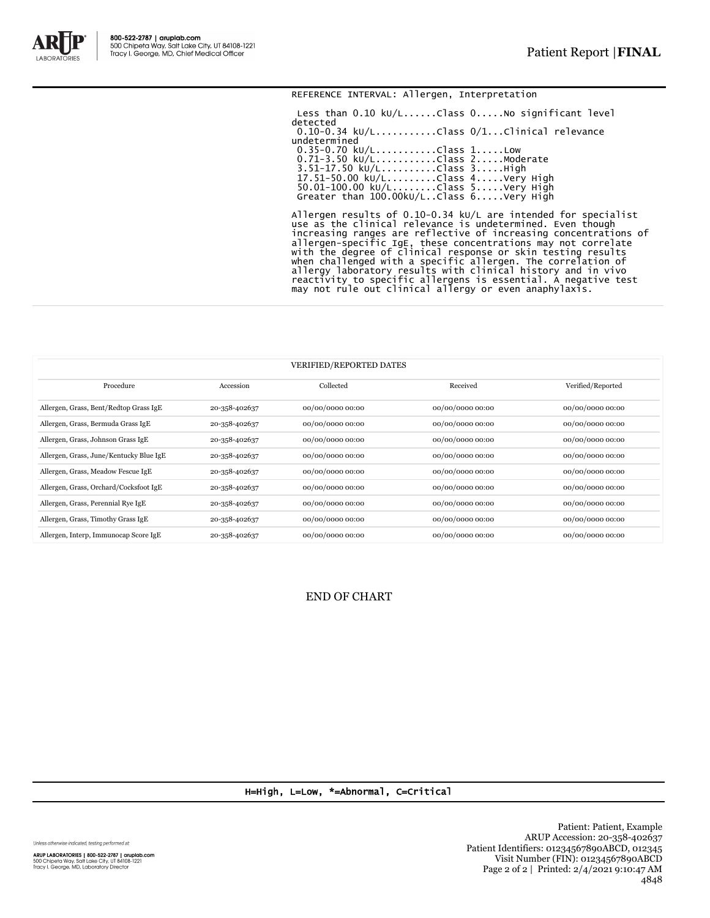REFERENCE INTERVAL: Allergen, Interpretation

```
 Less than 0.10 kU/L......Class 0.....No significant level
detected
 0.10-0.34 kU/L...........Class 0/1...Clinical relevance
undetermined
 0.35-0.70 kU/L...........Class 1.....Low
 0.71-3.50 kU/L...........Class 2.....Moderate
 3.51-17.50 kU/L..........Class 3.....High
 17.51-50.00 kU/L.........Class 4.....Very High
 50.01-100.00 kU/L........Class 5.....Very High
 Greater than 100.00kU/L..Class 6.....Very High
```

Allergen results of 0.10-0.34 kU/L are intended for specialist use as the clinical relevance is undetermined. Even though increasing ranges are reflective of increasing concentrations of allergen-specific IgE, these concentrations may not correlate with the degree of clinical response or skin testing results when challenged with a specific allergen. The correlation of allergy laboratory results with clinical history and in vivo reactivity to specific allergens is essential. A negative test may not rule out clinical allergy or even anaphylaxis.

VERIFIED/REPORTED DATES

| Procedure | Accession | Collected | Received | Verified/Reported |
|---|---|---|---|---|
| Allergen, Grass, Bent/Redtop Grass IgE | 20-358-402637 | 00/00/0000 00:00 | 00/00/0000 00:00 | 00/00/0000 00:00 |
| Allergen, Grass, Bermuda Grass IgE | 20-358-402637 | 00/00/0000 00:00 | 00/00/0000 00:00 | 00/00/0000 00:00 |
| Allergen, Grass, Johnson Grass IgE | 20-358-402637 | 00/00/0000 00:00 | 00/00/0000 00:00 | 00/00/0000 00:00 |
| Allergen, Grass, June/Kentucky Blue IgE | 20-358-402637 | 00/00/0000 00:00 | 00/00/0000 00:00 | 00/00/0000 00:00 |
| Allergen, Grass, Meadow Fescue IgE | 20-358-402637 | 00/00/0000 00:00 | 00/00/0000 00:00 | 00/00/0000 00:00 |
| Allergen, Grass, Orchard/Cocksfoot IgE | 20-358-402637 | 00/00/0000 00:00 | 00/00/0000 00:00 | 00/00/0000 00:00 |
| Allergen, Grass, Perennial Rye IgE | 20-358-402637 | 00/00/0000 00:00 | 00/00/0000 00:00 | 00/00/0000 00:00 |
| Allergen, Grass, Timothy Grass IgE | 20-358-402637 | 00/00/0000 00:00 | 00/00/0000 00:00 | 00/00/0000 00:00 |
| Allergen, Interp, Immunocap Score IgE | 20-358-402637 | 00/00/0000 00:00 | 00/00/0000 00:00 | 00/00/0000 00:00 |

END OF CHART

H=High, L=Low, *=Abnormal, C=Critical